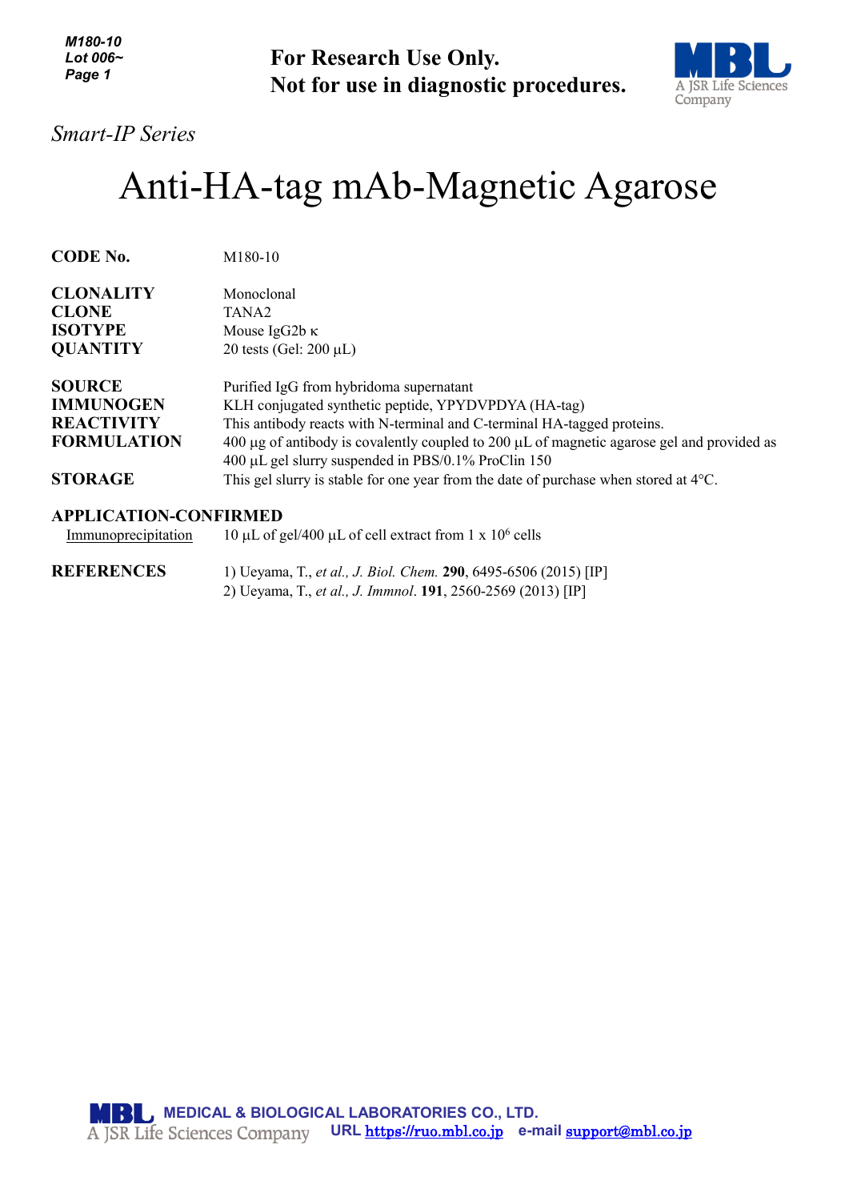For Research Use Only.
Not for use in diagnostic procedures.

*Smart-IP Series*

# Anti-HA-tag mAb-Magnetic Agarose

| | |
|---|---|
| **CODE No.** | M180-10 |
| **CLONALITY** | Monoclonal |
| **CLONE** | TANA2 |
| **ISOTYPE** | Mouse IgG2b κ |
| **QUANTITY** | 20 tests (Gel: 200 μL) |
| **SOURCE** | Purified IgG from hybridoma supernatant |
| **IMMUNOGEN** | KLH conjugated synthetic peptide, YPYDVPDYA (HA-tag) |
| **REACTIVITY** | This antibody reacts with N-terminal and C-terminal HA-tagged proteins. |
| **FORMULATION** | 400 μg of antibody is covalently coupled to 200 μL of magnetic agarose gel and provided as 400 μL gel slurry suspended in PBS/0.1% ProClin 150 |
| **STORAGE** | This gel slurry is stable for one year from the date of purchase when stored at 4°C. |

**APPLICATION-CONFIRMED**

Immunoprecipitation: 10 μL of gel/400 μL of cell extract from 1 x $10^6$ cells

**REFERENCES**

1) Ueyama, T., *et al., J. Biol. Chem.* **290**, 6495-6506 (2015) [IP]
2) Ueyama, T., *et al., J. Immnol*. **191**, 2560-2569 (2013) [IP]

MEDICAL & BIOLOGICAL LABORATORIES CO., LTD.
A JSR Life Sciences Company
URL https://ruo.mbl.co.jp e-mail support@mbl.co.jp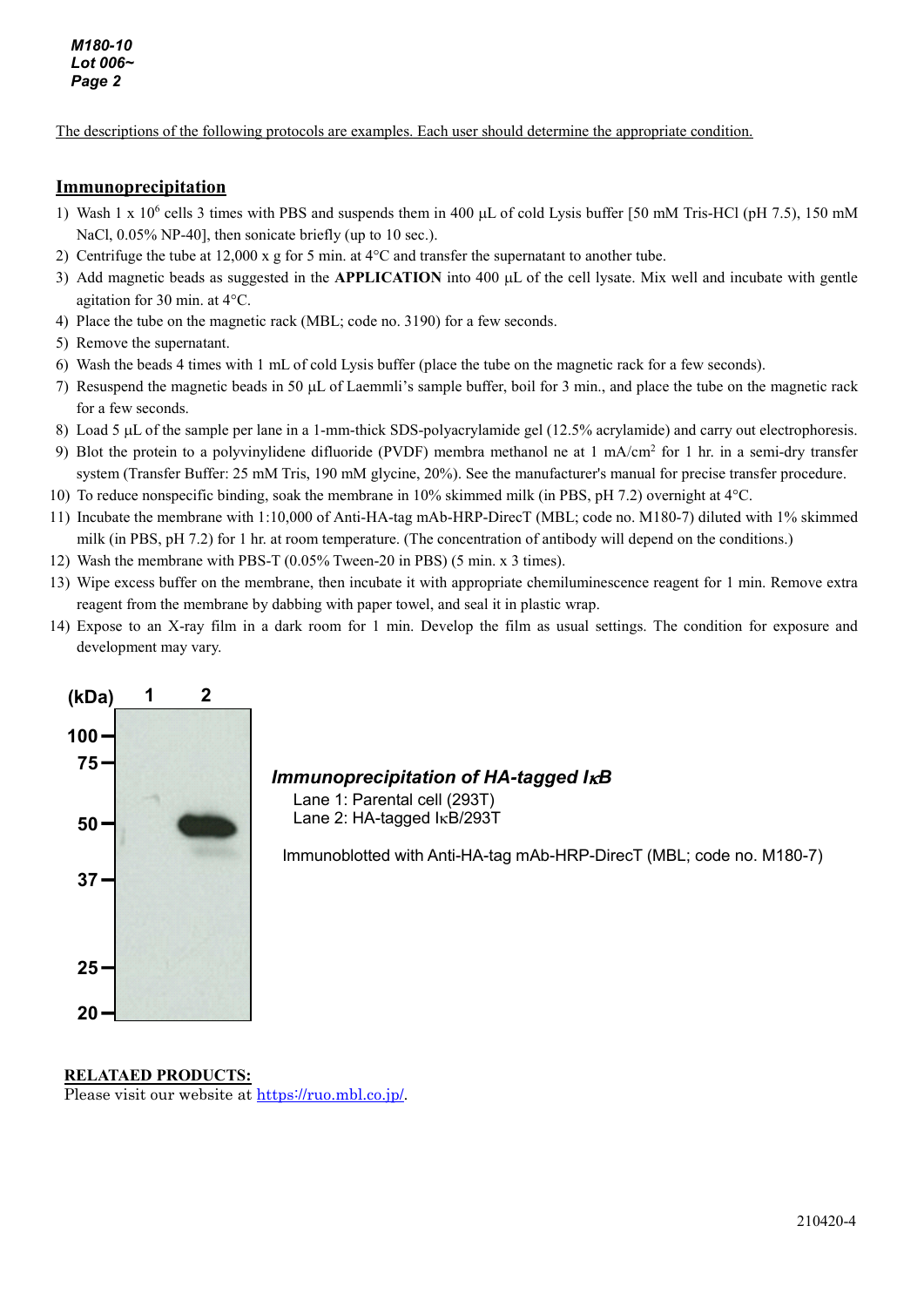The descriptions of the following protocols are examples. Each user should determine the appropriate condition.

## Immunoprecipitation

1) Wash 1 x $10^6$ cells 3 times with PBS and suspends them in 400 µL of cold Lysis buffer [50 mM Tris-HCl (pH 7.5), 150 mM NaCl, 0.05% NP-40], then sonicate briefly (up to 10 sec.).
2) Centrifuge the tube at 12,000 x g for 5 min. at 4°C and transfer the supernatant to another tube.
3) Add magnetic beads as suggested in the **APPLICATION** into 400 µL of the cell lysate. Mix well and incubate with gentle agitation for 30 min. at 4°C.
4) Place the tube on the magnetic rack (MBL; code no. 3190) for a few seconds.
5) Remove the supernatant.
6) Wash the beads 4 times with 1 mL of cold Lysis buffer (place the tube on the magnetic rack for a few seconds).
7) Resuspend the magnetic beads in 50 µL of Laemmli's sample buffer, boil for 3 min., and place the tube on the magnetic rack for a few seconds.
8) Load 5 µL of the sample per lane in a 1-mm-thick SDS-polyacrylamide gel (12.5% acrylamide) and carry out electrophoresis.
9) Blot the protein to a polyvinylidene difluoride (PVDF) membra methanol ne at 1 mA/$cm^2$ for 1 hr. in a semi-dry transfer system (Transfer Buffer: 25 mM Tris, 190 mM glycine, 20%). See the manufacturer's manual for precise transfer procedure.
10) To reduce nonspecific binding, soak the membrane in 10% skimmed milk (in PBS, pH 7.2) overnight at 4°C.
11) Incubate the membrane with 1:10,000 of Anti-HA-tag mAb-HRP-DirecT (MBL; code no. M180-7) diluted with 1% skimmed milk (in PBS, pH 7.2) for 1 hr. at room temperature. (The concentration of antibody will depend on the conditions.)
12) Wash the membrane with PBS-T (0.05% Tween-20 in PBS) (5 min. x 3 times).
13) Wipe excess buffer on the membrane, then incubate it with appropriate chemiluminescence reagent for 1 min. Remove extra reagent from the membrane by dabbing with paper towel, and seal it in plastic wrap.
14) Expose to an X-ray film in a dark room for 1 min. Develop the film as usual settings. The condition for exposure and development may vary.

(kDa) 1 2

100
75
50
37
25
20

*Immunoprecipitation of HA-tagged IκB*

Lane 1: Parental cell (293T)
Lane 2: HA-tagged IκB/293T

Immunoblotted with Anti-HA-tag mAb-HRP-DirecT (MBL; code no. M180-7)

**RELATAED PRODUCTS:**

Please visit our website at https://ruo.mbl.co.jp/.

210420-4